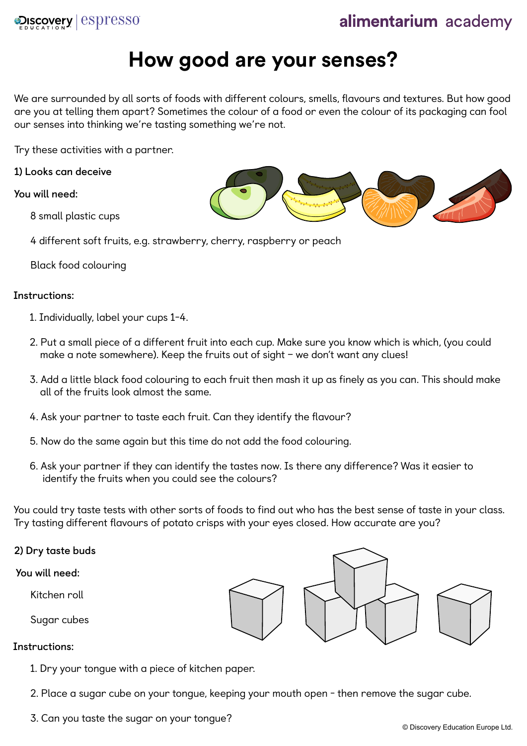# How good are your senses?

We are surrounded by all sorts of foods with different colours, smells, flavours and textures. But how good are you at telling them apart? Sometimes the colour of a food or even the colour of its packaging can fool our senses into thinking we're tasting something we're not.

Try these activities with a partner.

## 1) Looks can deceive

**You will need:**

- 8 small plastic cups
- 4 different soft fruits, e.g. strawberry, cherry, raspberry or peach
- Black food colouring

**Instructions:**

1. Individually, label your cups 1–4.
2. Put a small piece of a different fruit into each cup. Make sure you know which is which, (you could make a note somewhere). Keep the fruits out of sight – we don't want any clues!
3. Add a little black food colouring to each fruit then mash it up as finely as you can. This should make all of the fruits look almost the same.
4. Ask your partner to taste each fruit. Can they identify the flavour?
5. Now do the same again but this time do not add the food colouring.
6. Ask your partner if they can identify the tastes now. Is there any difference? Was it easier to identify the fruits when you could see the colours?

You could try taste tests with other sorts of foods to find out who has the best sense of taste in your class. Try tasting different flavours of potato crisps with your eyes closed. How accurate are you?

## 2) Dry taste buds

**You will need:**

- Kitchen roll
- Sugar cubes

**Instructions:**

1. Dry your tongue with a piece of kitchen paper.
2. Place a sugar cube on your tongue, keeping your mouth open - then remove the sugar cube.
3. Can you taste the sugar on your tongue?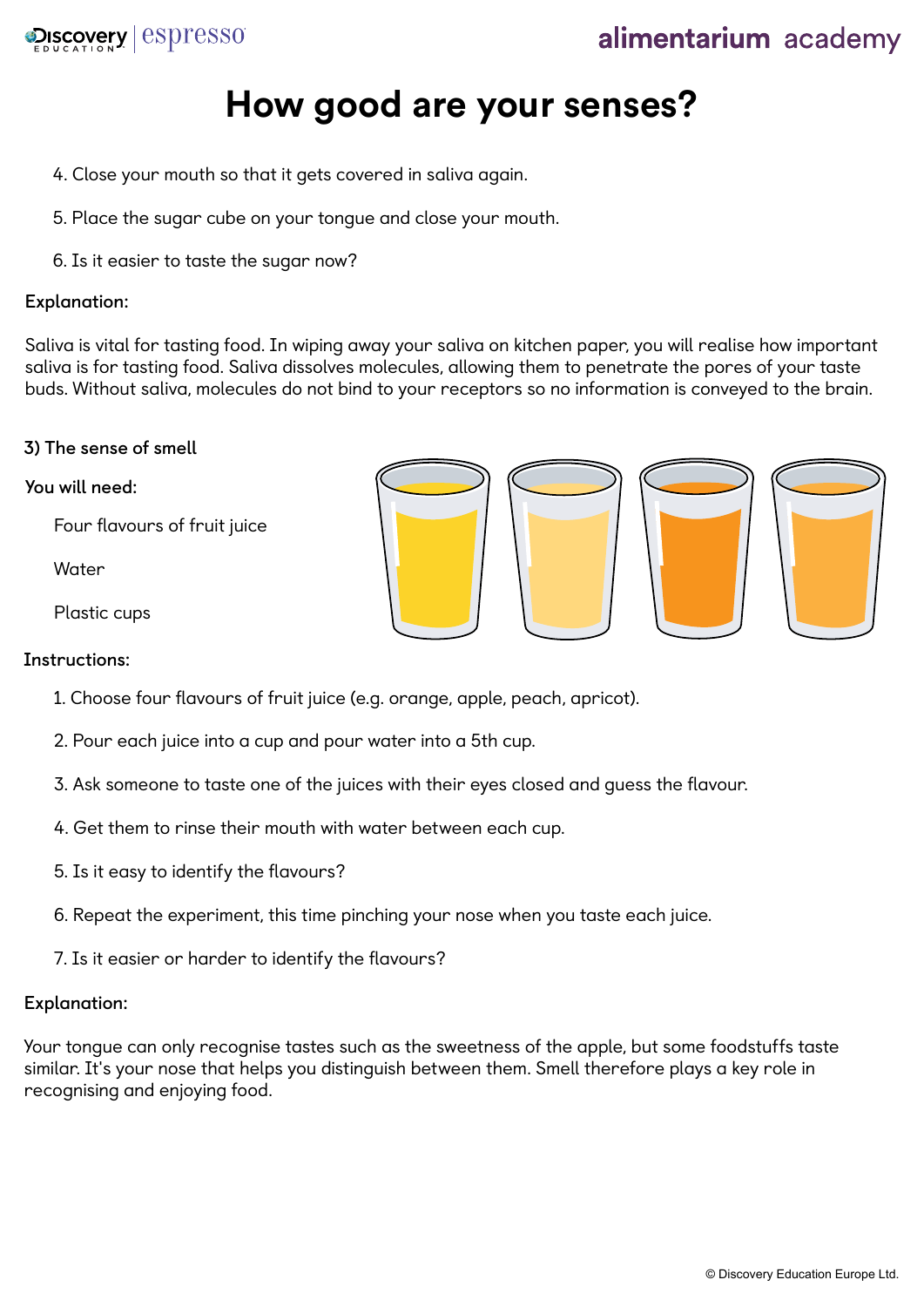# How good are your senses?

4. Close your mouth so that it gets covered in saliva again.

5. Place the sugar cube on your tongue and close your mouth.

6. Is it easier to taste the sugar now?

**Explanation:**

Saliva is vital for tasting food. In wiping away your saliva on kitchen paper, you will realise how important saliva is for tasting food. Saliva dissolves molecules, allowing them to penetrate the pores of your taste buds. Without saliva, molecules do not bind to your receptors so no information is conveyed to the brain.

**3) The sense of smell**

**You will need:**

Four flavours of fruit juice

Water

Plastic cups

**Instructions:**

1. Choose four flavours of fruit juice (e.g. orange, apple, peach, apricot).

2. Pour each juice into a cup and pour water into a 5th cup.

3. Ask someone to taste one of the juices with their eyes closed and guess the flavour.

4. Get them to rinse their mouth with water between each cup.

5. Is it easy to identify the flavours?

6. Repeat the experiment, this time pinching your nose when you taste each juice.

7. Is it easier or harder to identify the flavours?

**Explanation:**

Your tongue can only recognise tastes such as the sweetness of the apple, but some foodstuffs taste similar. It's your nose that helps you distinguish between them. Smell therefore plays a key role in recognising and enjoying food.